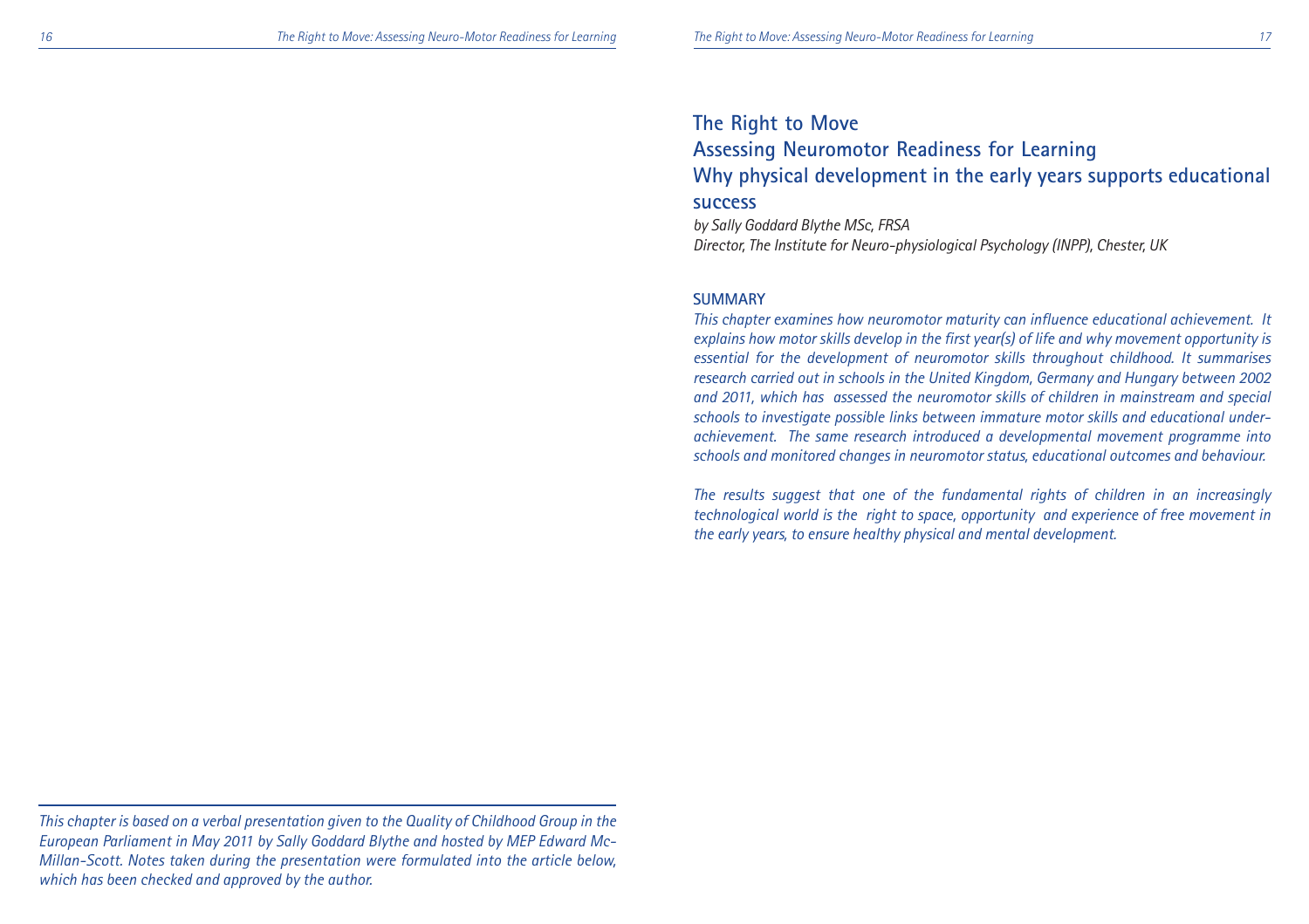# The Right to Move
## Assessing Neuromotor Readiness for Learning
## Why physical development in the early years supports educational success

*by Sally Goddard Blythe MSc, FRSA*
*Director, The Institute for Neuro-physiological Psychology (INPP), Chester, UK*

### SUMMARY

*This chapter examines how neuromotor maturity can influence educational achievement. It explains how motor skills develop in the first year(s) of life and why movement opportunity is essential for the development of neuromotor skills throughout childhood. It summarises research carried out in schools in the United Kingdom, Germany and Hungary between 2002 and 2011, which has assessed the neuromotor skills of children in mainstream and special schools to investigate possible links between immature motor skills and educational under-achievement. The same research introduced a developmental movement programme into schools and monitored changes in neuromotor status, educational outcomes and behaviour.*

*The results suggest that one of the fundamental rights of children in an increasingly technological world is the right to space, opportunity and experience of free movement in the early years, to ensure healthy physical and mental development.*

---

*This chapter is based on a verbal presentation given to the Quality of Childhood Group in the European Parliament in May 2011 by Sally Goddard Blythe and hosted by MEP Edward Mc-Millan-Scott. Notes taken during the presentation were formulated into the article below, which has been checked and approved by the author.*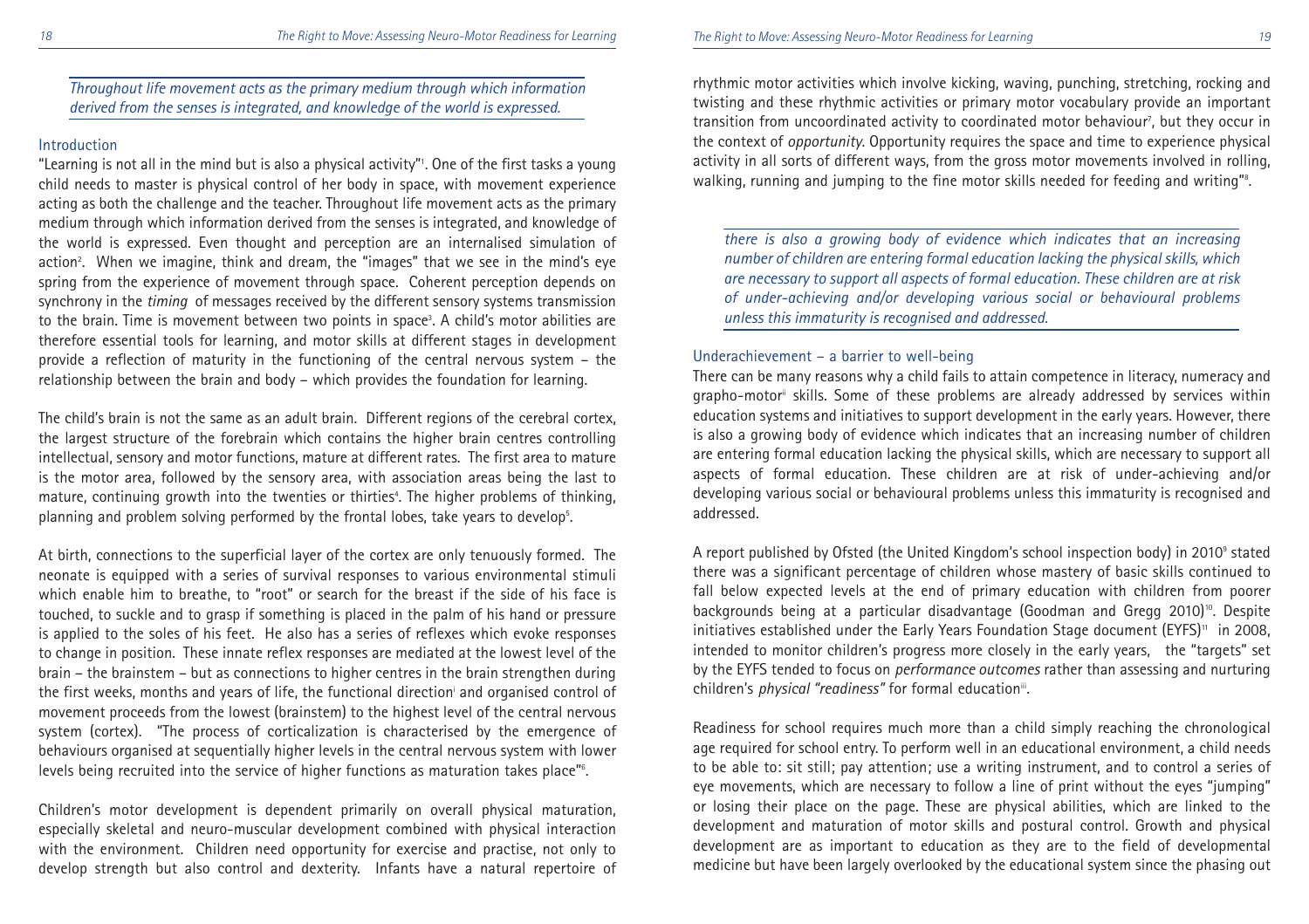*Throughout life movement acts as the primary medium through which information derived from the senses is integrated, and knowledge of the world is expressed.*

## Introduction

"Learning is not all in the mind but is also a physical activity"[1]. One of the first tasks a young child needs to master is physical control of her body in space, with movement experience acting as both the challenge and the teacher. Throughout life movement acts as the primary medium through which information derived from the senses is integrated, and knowledge of the world is expressed. Even thought and perception are an internalised simulation of action[2]. When we imagine, think and dream, the "images" that we see in the mind's eye spring from the experience of movement through space. Coherent perception depends on synchrony in the *timing* of messages received by the different sensory systems transmission to the brain. Time is movement between two points in space[3]. A child's motor abilities are therefore essential tools for learning, and motor skills at different stages in development provide a reflection of maturity in the functioning of the central nervous system – the relationship between the brain and body – which provides the foundation for learning.

The child's brain is not the same as an adult brain. Different regions of the cerebral cortex, the largest structure of the forebrain which contains the higher brain centres controlling intellectual, sensory and motor functions, mature at different rates. The first area to mature is the motor area, followed by the sensory area, with association areas being the last to mature, continuing growth into the twenties or thirties[4]. The higher problems of thinking, planning and problem solving performed by the frontal lobes, take years to develop[5].

At birth, connections to the superficial layer of the cortex are only tenuously formed. The neonate is equipped with a series of survival responses to various environmental stimuli which enable him to breathe, to "root" or search for the breast if the side of his face is touched, to suckle and to grasp if something is placed in the palm of his hand or pressure is applied to the soles of his feet. He also has a series of reflexes which evoke responses to change in position. These innate reflex responses are mediated at the lowest level of the brain – the brainstem – but as connections to higher centres in the brain strengthen during the first weeks, months and years of life, the functional direction[i] and organised control of movement proceeds from the lowest (brainstem) to the highest level of the central nervous system (cortex). "The process of corticalization is characterised by the emergence of behaviours organised at sequentially higher levels in the central nervous system with lower levels being recruited into the service of higher functions as maturation takes place"[6].

Children's motor development is dependent primarily on overall physical maturation, especially skeletal and neuro-muscular development combined with physical interaction with the environment. Children need opportunity for exercise and practise, not only to develop strength but also control and dexterity. Infants have a natural repertoire of rhythmic motor activities which involve kicking, waving, punching, stretching, rocking and twisting and these rhythmic activities or primary motor vocabulary provide an important transition from uncoordinated activity to coordinated motor behaviour[7], but they occur in the context of *opportunity*. Opportunity requires the space and time to experience physical activity in all sorts of different ways, from the gross motor movements involved in rolling, walking, running and jumping to the fine motor skills needed for feeding and writing"[8].

*there is also a growing body of evidence which indicates that an increasing number of children are entering formal education lacking the physical skills, which are necessary to support all aspects of formal education. These children are at risk of under-achieving and/or developing various social or behavioural problems unless this immaturity is recognised and addressed.*

## Underachievement – a barrier to well-being

There can be many reasons why a child fails to attain competence in literacy, numeracy and grapho-motor[ii] skills. Some of these problems are already addressed by services within education systems and initiatives to support development in the early years. However, there is also a growing body of evidence which indicates that an increasing number of children are entering formal education lacking the physical skills, which are necessary to support all aspects of formal education. These children are at risk of under-achieving and/or developing various social or behavioural problems unless this immaturity is recognised and addressed.

A report published by Ofsted (the United Kingdom's school inspection body) in 2010[9] stated there was a significant percentage of children whose mastery of basic skills continued to fall below expected levels at the end of primary education with children from poorer backgrounds being at a particular disadvantage (Goodman and Gregg 2010)[10]. Despite initiatives established under the Early Years Foundation Stage document (EYFS)[11] in 2008, intended to monitor children's progress more closely in the early years, the "targets" set by the EYFS tended to focus on *performance outcomes* rather than assessing and nurturing children's *physical "readiness"* for formal education[iii].

Readiness for school requires much more than a child simply reaching the chronological age required for school entry. To perform well in an educational environment, a child needs to be able to: sit still; pay attention; use a writing instrument, and to control a series of eye movements, which are necessary to follow a line of print without the eyes "jumping" or losing their place on the page. These are physical abilities, which are linked to the development and maturation of motor skills and postural control. Growth and physical development are as important to education as they are to the field of developmental medicine but have been largely overlooked by the educational system since the phasing out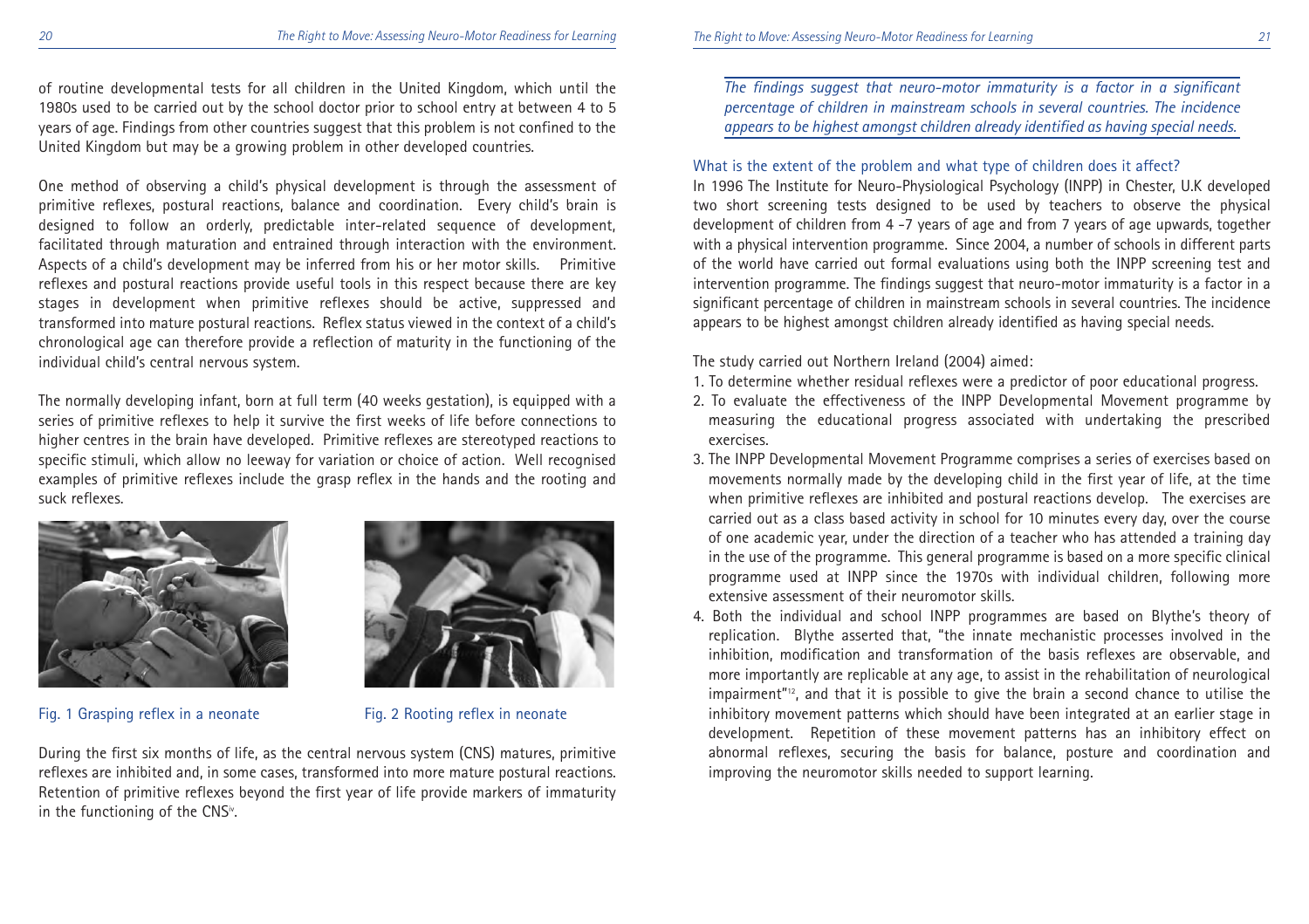of routine developmental tests for all children in the United Kingdom, which until the 1980s used to be carried out by the school doctor prior to school entry at between 4 to 5 years of age. Findings from other countries suggest that this problem is not confined to the United Kingdom but may be a growing problem in other developed countries.

One method of observing a child's physical development is through the assessment of primitive reflexes, postural reactions, balance and coordination. Every child's brain is designed to follow an orderly, predictable inter-related sequence of development, facilitated through maturation and entrained through interaction with the environment. Aspects of a child's development may be inferred from his or her motor skills. Primitive reflexes and postural reactions provide useful tools in this respect because there are key stages in development when primitive reflexes should be active, suppressed and transformed into mature postural reactions. Reflex status viewed in the context of a child's chronological age can therefore provide a reflection of maturity in the functioning of the individual child's central nervous system.

The normally developing infant, born at full term (40 weeks gestation), is equipped with a series of primitive reflexes to help it survive the first weeks of life before connections to higher centres in the brain have developed. Primitive reflexes are stereotyped reactions to specific stimuli, which allow no leeway for variation or choice of action. Well recognised examples of primitive reflexes include the grasp reflex in the hands and the rooting and suck reflexes.

Fig. 1 Grasping reflex in a neonate

Fig. 2 Rooting reflex in neonate

During the first six months of life, as the central nervous system (CNS) matures, primitive reflexes are inhibited and, in some cases, transformed into more mature postural reactions. Retention of primitive reflexes beyond the first year of life provide markers of immaturity in the functioning of the CNS[iv].

*The findings suggest that neuro-motor immaturity is a factor in a significant percentage of children in mainstream schools in several countries. The incidence appears to be highest amongst children already identified as having special needs.*

## What is the extent of the problem and what type of children does it affect?

In 1996 The Institute for Neuro-Physiological Psychology (INPP) in Chester, U.K developed two short screening tests designed to be used by teachers to observe the physical development of children from 4 -7 years of age and from 7 years of age upwards, together with a physical intervention programme. Since 2004, a number of schools in different parts of the world have carried out formal evaluations using both the INPP screening test and intervention programme. The findings suggest that neuro-motor immaturity is a factor in a significant percentage of children in mainstream schools in several countries. The incidence appears to be highest amongst children already identified as having special needs.

The study carried out Northern Ireland (2004) aimed:

1. To determine whether residual reflexes were a predictor of poor educational progress.
2. To evaluate the effectiveness of the INPP Developmental Movement programme by measuring the educational progress associated with undertaking the prescribed exercises.
3. The INPP Developmental Movement Programme comprises a series of exercises based on movements normally made by the developing child in the first year of life, at the time when primitive reflexes are inhibited and postural reactions develop. The exercises are carried out as a class based activity in school for 10 minutes every day, over the course of one academic year, under the direction of a teacher who has attended a training day in the use of the programme. This general programme is based on a more specific clinical programme used at INPP since the 1970s with individual children, following more extensive assessment of their neuromotor skills.
4. Both the individual and school INPP programmes are based on Blythe's theory of replication. Blythe asserted that, "the innate mechanistic processes involved in the inhibition, modification and transformation of the basis reflexes are observable, and more importantly are replicable at any age, to assist in the rehabilitation of neurological impairment"[12], and that it is possible to give the brain a second chance to utilise the inhibitory movement patterns which should have been integrated at an earlier stage in development. Repetition of these movement patterns has an inhibitory effect on abnormal reflexes, securing the basis for balance, posture and coordination and improving the neuromotor skills needed to support learning.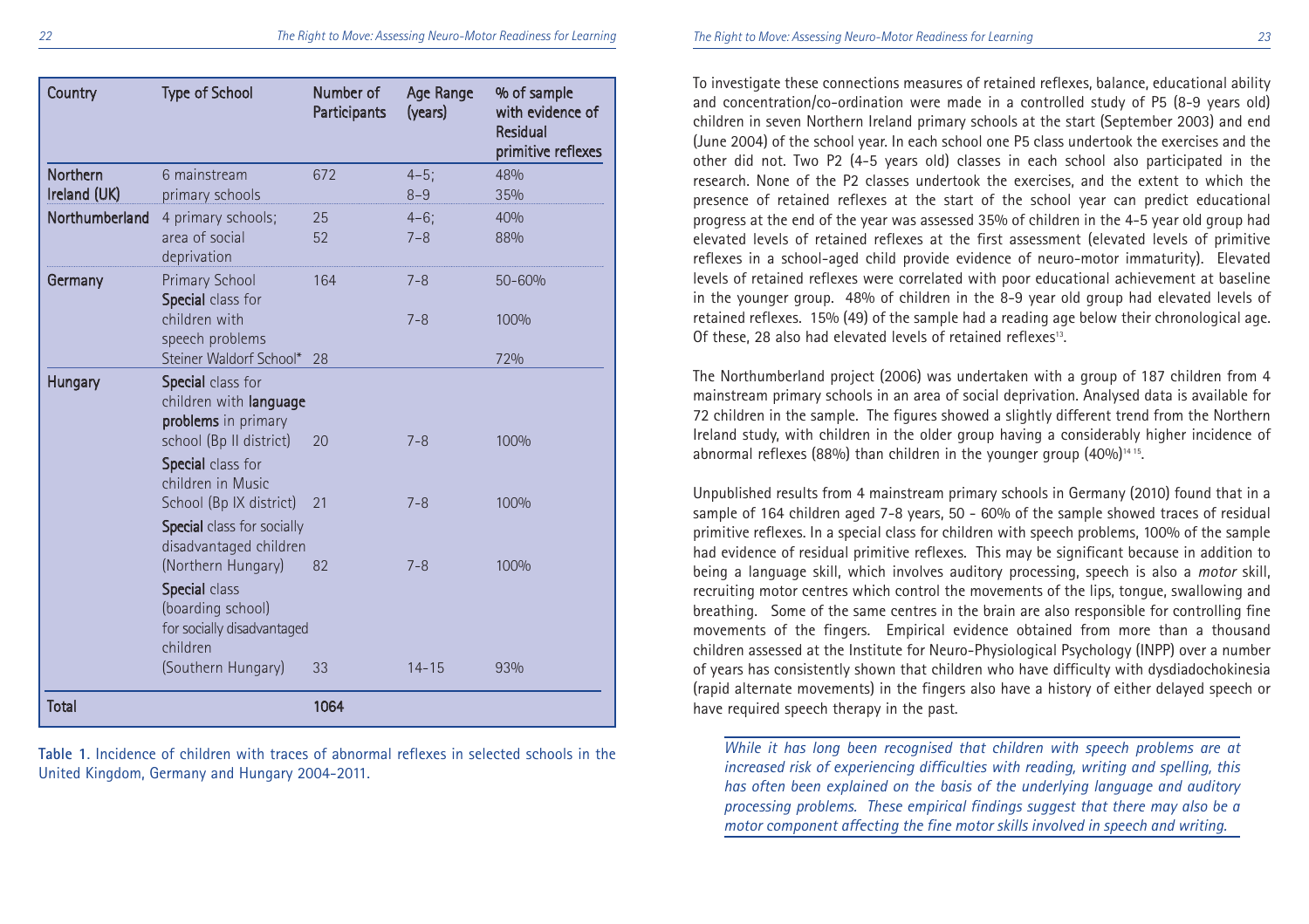| Country | Type of School | Number of Participants | Age Range (years) | % of sample with evidence of Residual primitive reflexes |
|---|---|---|---|---|
| Northern Ireland (UK) | 6 mainstream primary schools | 672 | 4–5; 8–9 | 48% 35% |
| Northumberland | 4 primary schools; area of social deprivation | 25 52 | 4–6; 7–8 | 40% 88% |
| Germany | Primary School | 164 | 7-8 | 50-60% |
| | Special class for children with speech problems | | 7-8 | 100% |
| | Steiner Waldorf School* | 28 | | 72% |
| Hungary | Special class for children with language problems in primary school (Bp II district) | 20 | 7-8 | 100% |
| | Special class for children in Music School (Bp IX district) | 21 | 7-8 | 100% |
| | Special class for socially disadvantaged children (Northern Hungary) | 82 | 7-8 | 100% |
| | Special class (boarding school) for socially disadvantaged children (Southern Hungary) | 33 | 14-15 | 93% |
| Total | | 1064 | | |

Table 1. Incidence of children with traces of abnormal reflexes in selected schools in the United Kingdom, Germany and Hungary 2004-2011.

To investigate these connections measures of retained reflexes, balance, educational ability and concentration/co-ordination were made in a controlled study of P5 (8-9 years old) children in seven Northern Ireland primary schools at the start (September 2003) and end (June 2004) of the school year. In each school one P5 class undertook the exercises and the other did not. Two P2 (4-5 years old) classes in each school also participated in the research. None of the P2 classes undertook the exercises, and the extent to which the presence of retained reflexes at the start of the school year can predict educational progress at the end of the year was assessed 35% of children in the 4-5 year old group had elevated levels of retained reflexes at the first assessment (elevated levels of primitive reflexes in a school-aged child provide evidence of neuro-motor immaturity). Elevated levels of retained reflexes were correlated with poor educational achievement at baseline in the younger group. 48% of children in the 8-9 year old group had elevated levels of retained reflexes. 15% (49) of the sample had a reading age below their chronological age. Of these, 28 also had elevated levels of retained reflexes[13].

The Northumberland project (2006) was undertaken with a group of 187 children from 4 mainstream primary schools in an area of social deprivation. Analysed data is available for 72 children in the sample. The figures showed a slightly different trend from the Northern Ireland study, with children in the older group having a considerably higher incidence of abnormal reflexes (88%) than children in the younger group (40%)[14 15].

Unpublished results from 4 mainstream primary schools in Germany (2010) found that in a sample of 164 children aged 7-8 years, 50 - 60% of the sample showed traces of residual primitive reflexes. In a special class for children with speech problems, 100% of the sample had evidence of residual primitive reflexes. This may be significant because in addition to being a language skill, which involves auditory processing, speech is also a *motor* skill, recruiting motor centres which control the movements of the lips, tongue, swallowing and breathing. Some of the same centres in the brain are also responsible for controlling fine movements of the fingers. Empirical evidence obtained from more than a thousand children assessed at the Institute for Neuro-Physiological Psychology (INPP) over a number of years has consistently shown that children who have difficulty with dysdiadochokinesia (rapid alternate movements) in the fingers also have a history of either delayed speech or have required speech therapy in the past.

*While it has long been recognised that children with speech problems are at increased risk of experiencing difficulties with reading, writing and spelling, this has often been explained on the basis of the underlying language and auditory processing problems. These empirical findings suggest that there may also be a motor component affecting the fine motor skills involved in speech and writing.*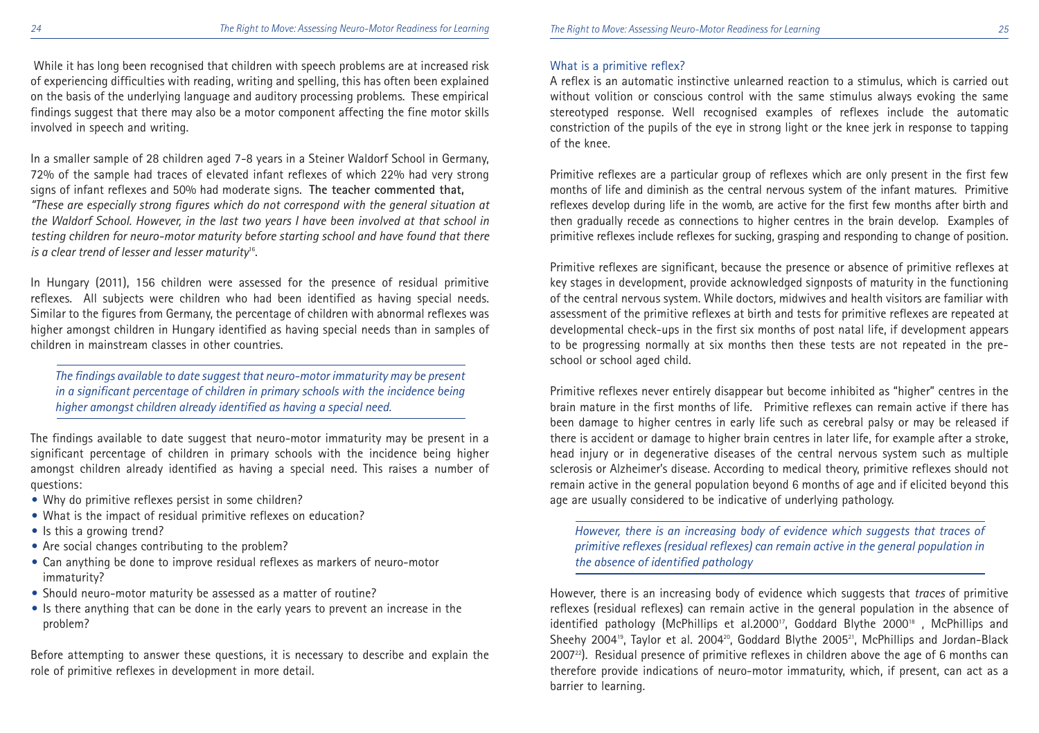While it has long been recognised that children with speech problems are at increased risk of experiencing difficulties with reading, writing and spelling, this has often been explained on the basis of the underlying language and auditory processing problems. These empirical findings suggest that there may also be a motor component affecting the fine motor skills involved in speech and writing.

In a smaller sample of 28 children aged 7-8 years in a Steiner Waldorf School in Germany, 72% of the sample had traces of elevated infant reflexes of which 22% had very strong signs of infant reflexes and 50% had moderate signs. **The teacher commented that,** *"These are especially strong figures which do not correspond with the general situation at the Waldorf School. However, in the last two years I have been involved at that school in testing children for neuro-motor maturity before starting school and have found that there is a clear trend of lesser and lesser maturity*[16].

In Hungary (2011), 156 children were assessed for the presence of residual primitive reflexes. All subjects were children who had been identified as having special needs. Similar to the figures from Germany, the percentage of children with abnormal reflexes was higher amongst children in Hungary identified as having special needs than in samples of children in mainstream classes in other countries.

> *The findings available to date suggest that neuro-motor immaturity may be present in a significant percentage of children in primary schools with the incidence being higher amongst children already identified as having a special need.*

The findings available to date suggest that neuro-motor immaturity may be present in a significant percentage of children in primary schools with the incidence being higher amongst children already identified as having a special need. This raises a number of questions:

- Why do primitive reflexes persist in some children?
- What is the impact of residual primitive reflexes on education?
- Is this a growing trend?
- Are social changes contributing to the problem?
- Can anything be done to improve residual reflexes as markers of neuro-motor immaturity?
- Should neuro-motor maturity be assessed as a matter of routine?
- Is there anything that can be done in the early years to prevent an increase in the problem?

Before attempting to answer these questions, it is necessary to describe and explain the role of primitive reflexes in development in more detail.

### What is a primitive reflex?

A reflex is an automatic instinctive unlearned reaction to a stimulus, which is carried out without volition or conscious control with the same stimulus always evoking the same stereotyped response. Well recognised examples of reflexes include the automatic constriction of the pupils of the eye in strong light or the knee jerk in response to tapping of the knee.

Primitive reflexes are a particular group of reflexes which are only present in the first few months of life and diminish as the central nervous system of the infant matures. Primitive reflexes develop during life in the womb, are active for the first few months after birth and then gradually recede as connections to higher centres in the brain develop. Examples of primitive reflexes include reflexes for sucking, grasping and responding to change of position.

Primitive reflexes are significant, because the presence or absence of primitive reflexes at key stages in development, provide acknowledged signposts of maturity in the functioning of the central nervous system. While doctors, midwives and health visitors are familiar with assessment of the primitive reflexes at birth and tests for primitive reflexes are repeated at developmental check-ups in the first six months of post natal life, if development appears to be progressing normally at six months then these tests are not repeated in the pre-school or school aged child.

Primitive reflexes never entirely disappear but become inhibited as "higher" centres in the brain mature in the first months of life. Primitive reflexes can remain active if there has been damage to higher centres in early life such as cerebral palsy or may be released if there is accident or damage to higher brain centres in later life, for example after a stroke, head injury or in degenerative diseases of the central nervous system such as multiple sclerosis or Alzheimer's disease. According to medical theory, primitive reflexes should not remain active in the general population beyond 6 months of age and if elicited beyond this age are usually considered to be indicative of underlying pathology.

> *However, there is an increasing body of evidence which suggests that traces of primitive reflexes (residual reflexes) can remain active in the general population in the absence of identified pathology*

However, there is an increasing body of evidence which suggests that *traces* of primitive reflexes (residual reflexes) can remain active in the general population in the absence of identified pathology (McPhillips et al.2000[17], Goddard Blythe 2000[18], McPhillips and Sheehy 2004[19], Taylor et al. 2004[20], Goddard Blythe 2005[21], McPhillips and Jordan-Black 2007[22]). Residual presence of primitive reflexes in children above the age of 6 months can therefore provide indications of neuro-motor immaturity, which, if present, can act as a barrier to learning.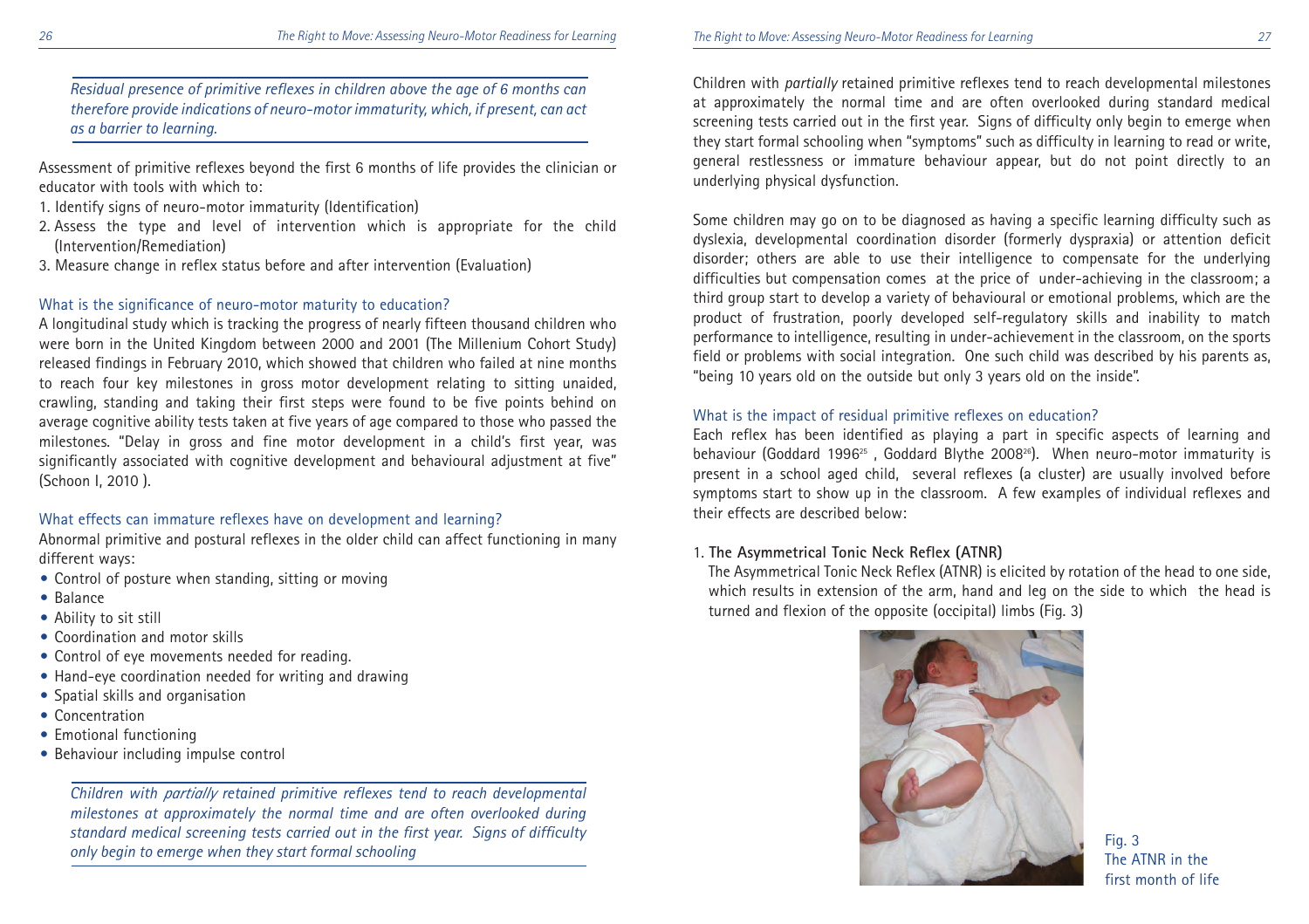*Residual presence of primitive reflexes in children above the age of 6 months can therefore provide indications of neuro-motor immaturity, which, if present, can act as a barrier to learning.*

Assessment of primitive reflexes beyond the first 6 months of life provides the clinician or educator with tools with which to:

1. Identify signs of neuro-motor immaturity (Identification)
2. Assess the type and level of intervention which is appropriate for the child (Intervention/Remediation)
3. Measure change in reflex status before and after intervention (Evaluation)

### What is the significance of neuro-motor maturity to education?

A longitudinal study which is tracking the progress of nearly fifteen thousand children who were born in the United Kingdom between 2000 and 2001 (The Millenium Cohort Study) released findings in February 2010, which showed that children who failed at nine months to reach four key milestones in gross motor development relating to sitting unaided, crawling, standing and taking their first steps were found to be five points behind on average cognitive ability tests taken at five years of age compared to those who passed the milestones. "Delay in gross and fine motor development in a child's first year, was significantly associated with cognitive development and behavioural adjustment at five" (Schoon I, 2010 ).

### What effects can immature reflexes have on development and learning?

Abnormal primitive and postural reflexes in the older child can affect functioning in many different ways:

- Control of posture when standing, sitting or moving
- Balance
- Ability to sit still
- Coordination and motor skills
- Control of eye movements needed for reading.
- Hand-eye coordination needed for writing and drawing
- Spatial skills and organisation
- Concentration
- Emotional functioning
- Behaviour including impulse control

*Children with partially retained primitive reflexes tend to reach developmental milestones at approximately the normal time and are often overlooked during standard medical screening tests carried out in the first year. Signs of difficulty only begin to emerge when they start formal schooling*

Children with *partially* retained primitive reflexes tend to reach developmental milestones at approximately the normal time and are often overlooked during standard medical screening tests carried out in the first year. Signs of difficulty only begin to emerge when they start formal schooling when "symptoms" such as difficulty in learning to read or write, general restlessness or immature behaviour appear, but do not point directly to an underlying physical dysfunction.

Some children may go on to be diagnosed as having a specific learning difficulty such as dyslexia, developmental coordination disorder (formerly dyspraxia) or attention deficit disorder; others are able to use their intelligence to compensate for the underlying difficulties but compensation comes at the price of under-achieving in the classroom; a third group start to develop a variety of behavioural or emotional problems, which are the product of frustration, poorly developed self-regulatory skills and inability to match performance to intelligence, resulting in under-achievement in the classroom, on the sports field or problems with social integration. One such child was described by his parents as, "being 10 years old on the outside but only 3 years old on the inside".

### What is the impact of residual primitive reflexes on education?

Each reflex has been identified as playing a part in specific aspects of learning and behaviour (Goddard 1996[25], Goddard Blythe 2008[26]). When neuro-motor immaturity is present in a school aged child, several reflexes (a cluster) are usually involved before symptoms start to show up in the classroom. A few examples of individual reflexes and their effects are described below:

1. **The Asymmetrical Tonic Neck Reflex (ATNR)**

   The Asymmetrical Tonic Neck Reflex (ATNR) is elicited by rotation of the head to one side, which results in extension of the arm, hand and leg on the side to which the head is turned and flexion of the opposite (occipital) limbs (Fig. 3)

Fig. 3
The ATNR in the first month of life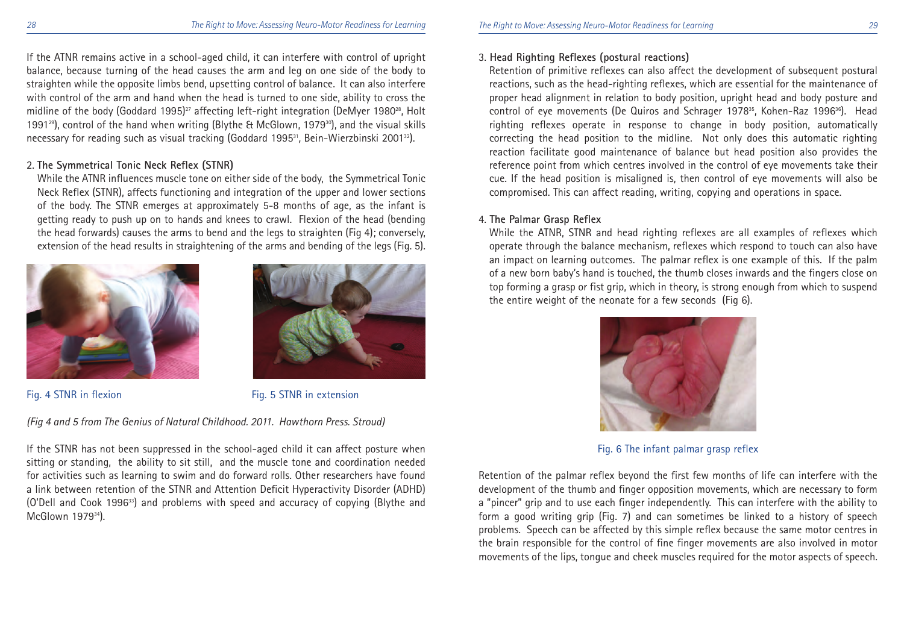If the ATNR remains active in a school-aged child, it can interfere with control of upright balance, because turning of the head causes the arm and leg on one side of the body to straighten while the opposite limbs bend, upsetting control of balance. It can also interfere with control of the arm and hand when the head is turned to one side, ability to cross the midline of the body (Goddard 1995)[27] affecting left-right integration (DeMyer 1980[28], Holt 1991[29]), control of the hand when writing (Blythe & McGlown, 1979[30]), and the visual skills necessary for reading such as visual tracking (Goddard 1995[31], Bein-Wierzbinski 2001[32]).

2. **The Symmetrical Tonic Neck Reflex (STNR)**

While the ATNR influences muscle tone on either side of the body, the Symmetrical Tonic Neck Reflex (STNR), affects functioning and integration of the upper and lower sections of the body. The STNR emerges at approximately 5-8 months of age, as the infant is getting ready to push up on to hands and knees to crawl. Flexion of the head (bending the head forwards) causes the arms to bend and the legs to straighten (Fig 4); conversely, extension of the head results in straightening of the arms and bending of the legs (Fig. 5).

Fig. 4 STNR in flexion

Fig. 5 STNR in extension

*(Fig 4 and 5 from The Genius of Natural Childhood. 2011. Hawthorn Press. Stroud)*

If the STNR has not been suppressed in the school-aged child it can affect posture when sitting or standing, the ability to sit still, and the muscle tone and coordination needed for activities such as learning to swim and do forward rolls. Other researchers have found a link between retention of the STNR and Attention Deficit Hyperactivity Disorder (ADHD) (O'Dell and Cook 1996[33]) and problems with speed and accuracy of copying (Blythe and McGlown 1979[34]).

3. **Head Righting Reflexes (postural reactions)**

Retention of primitive reflexes can also affect the development of subsequent postural reactions, such as the head-righting reflexes, which are essential for the maintenance of proper head alignment in relation to body position, upright head and body posture and control of eye movements (De Quiros and Schrager 1978[35], Kohen-Raz 1996[36]). Head righting reflexes operate in response to change in body position, automatically correcting the head position to the midline. Not only does this automatic righting reaction facilitate good maintenance of balance but head position also provides the reference point from which centres involved in the control of eye movements take their cue. If the head position is misaligned is, then control of eye movements will also be compromised. This can affect reading, writing, copying and operations in space.

4. **The Palmar Grasp Reflex**

While the ATNR, STNR and head righting reflexes are all examples of reflexes which operate through the balance mechanism, reflexes which respond to touch can also have an impact on learning outcomes. The palmar reflex is one example of this. If the palm of a new born baby's hand is touched, the thumb closes inwards and the fingers close on top forming a grasp or fist grip, which in theory, is strong enough from which to suspend the entire weight of the neonate for a few seconds (Fig 6).

Fig. 6 The infant palmar grasp reflex

Retention of the palmar reflex beyond the first few months of life can interfere with the development of the thumb and finger opposition movements, which are necessary to form a "pincer" grip and to use each finger independently. This can interfere with the ability to form a good writing grip (Fig. 7) and can sometimes be linked to a history of speech problems. Speech can be affected by this simple reflex because the same motor centres in the brain responsible for the control of fine finger movements are also involved in motor movements of the lips, tongue and cheek muscles required for the motor aspects of speech.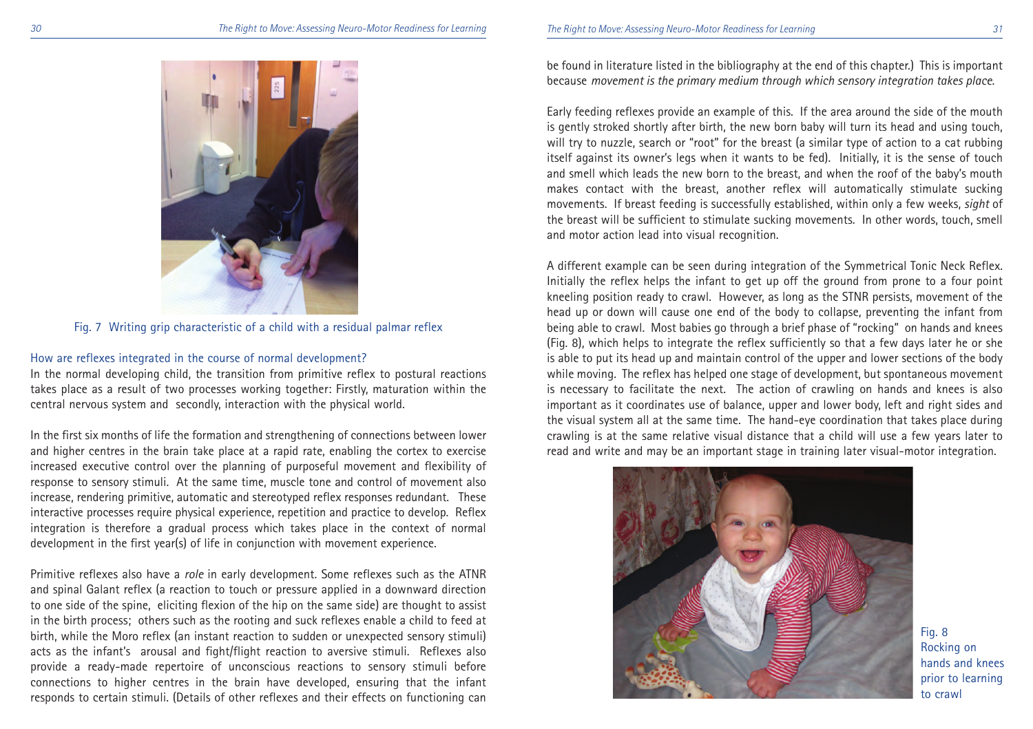Fig. 7 Writing grip characteristic of a child with a residual palmar reflex

## How are reflexes integrated in the course of normal development?

In the normal developing child, the transition from primitive reflex to postural reactions takes place as a result of two processes working together: Firstly, maturation within the central nervous system and secondly, interaction with the physical world.

In the first six months of life the formation and strengthening of connections between lower and higher centres in the brain take place at a rapid rate, enabling the cortex to exercise increased executive control over the planning of purposeful movement and flexibility of response to sensory stimuli. At the same time, muscle tone and control of movement also increase, rendering primitive, automatic and stereotyped reflex responses redundant. These interactive processes require physical experience, repetition and practice to develop. Reflex integration is therefore a gradual process which takes place in the context of normal development in the first year(s) of life in conjunction with movement experience.

Primitive reflexes also have a *role* in early development. Some reflexes such as the ATNR and spinal Galant reflex (a reaction to touch or pressure applied in a downward direction to one side of the spine, eliciting flexion of the hip on the same side) are thought to assist in the birth process; others such as the rooting and suck reflexes enable a child to feed at birth, while the Moro reflex (an instant reaction to sudden or unexpected sensory stimuli) acts as the infant's arousal and fight/flight reaction to aversive stimuli. Reflexes also provide a ready-made repertoire of unconscious reactions to sensory stimuli before connections to higher centres in the brain have developed, ensuring that the infant responds to certain stimuli. (Details of other reflexes and their effects on functioning can be found in literature listed in the bibliography at the end of this chapter.) This is important because *movement is the primary medium through which sensory integration takes place.*

Early feeding reflexes provide an example of this. If the area around the side of the mouth is gently stroked shortly after birth, the new born baby will turn its head and using touch, will try to nuzzle, search or "root" for the breast (a similar type of action to a cat rubbing itself against its owner's legs when it wants to be fed). Initially, it is the sense of touch and smell which leads the new born to the breast, and when the roof of the baby's mouth makes contact with the breast, another reflex will automatically stimulate sucking movements. If breast feeding is successfully established, within only a few weeks, *sight* of the breast will be sufficient to stimulate sucking movements. In other words, touch, smell and motor action lead into visual recognition.

A different example can be seen during integration of the Symmetrical Tonic Neck Reflex. Initially the reflex helps the infant to get up off the ground from prone to a four point kneeling position ready to crawl. However, as long as the STNR persists, movement of the head up or down will cause one end of the body to collapse, preventing the infant from being able to crawl. Most babies go through a brief phase of "rocking" on hands and knees (Fig. 8), which helps to integrate the reflex sufficiently so that a few days later he or she is able to put its head up and maintain control of the upper and lower sections of the body while moving. The reflex has helped one stage of development, but spontaneous movement is necessary to facilitate the next. The action of crawling on hands and knees is also important as it coordinates use of balance, upper and lower body, left and right sides and the visual system all at the same time. The hand-eye coordination that takes place during crawling is at the same relative visual distance that a child will use a few years later to read and write and may be an important stage in training later visual-motor integration.

Fig. 8 Rocking on hands and knees prior to learning to crawl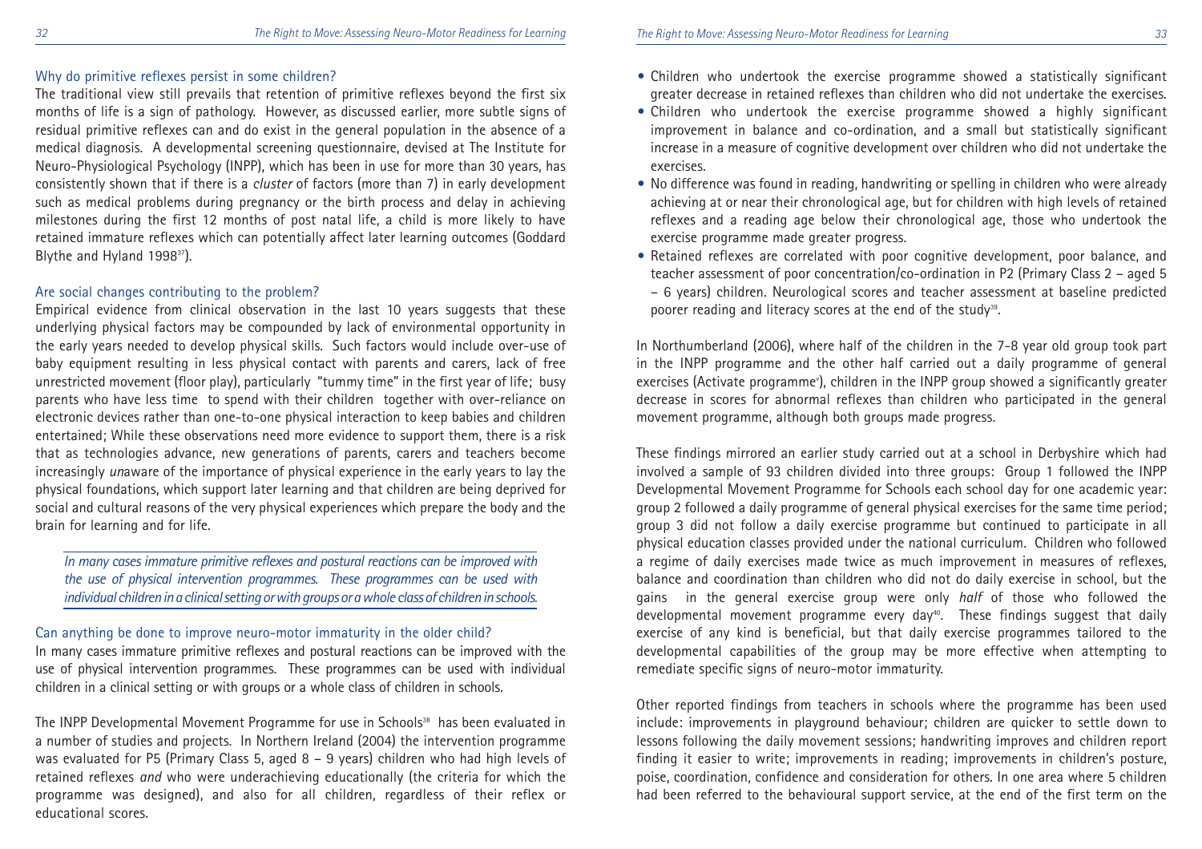### Why do primitive reflexes persist in some children?

The traditional view still prevails that retention of primitive reflexes beyond the first six months of life is a sign of pathology. However, as discussed earlier, more subtle signs of residual primitive reflexes can and do exist in the general population in the absence of a medical diagnosis. A developmental screening questionnaire, devised at The Institute for Neuro-Physiological Psychology (INPP), which has been in use for more than 30 years, has consistently shown that if there is a *cluster* of factors (more than 7) in early development such as medical problems during pregnancy or the birth process and delay in achieving milestones during the first 12 months of post natal life, a child is more likely to have retained immature reflexes which can potentially affect later learning outcomes (Goddard Blythe and Hyland 1998[37]).

### Are social changes contributing to the problem?

Empirical evidence from clinical observation in the last 10 years suggests that these underlying physical factors may be compounded by lack of environmental opportunity in the early years needed to develop physical skills. Such factors would include over-use of baby equipment resulting in less physical contact with parents and carers, lack of free unrestricted movement (floor play), particularly "tummy time" in the first year of life; busy parents who have less time to spend with their children together with over-reliance on electronic devices rather than one-to-one physical interaction to keep babies and children entertained; While these observations need more evidence to support them, there is a risk that as technologies advance, new generations of parents, carers and teachers become increasingly *un*aware of the importance of physical experience in the early years to lay the physical foundations, which support later learning and that children are being deprived for social and cultural reasons of the very physical experiences which prepare the body and the brain for learning and for life.

*In many cases immature primitive reflexes and postural reactions can be improved with the use of physical intervention programmes. These programmes can be used with individual children in a clinical setting or with groups or a whole class of children in schools.*

### Can anything be done to improve neuro-motor immaturity in the older child?

In many cases immature primitive reflexes and postural reactions can be improved with the use of physical intervention programmes. These programmes can be used with individual children in a clinical setting or with groups or a whole class of children in schools.

The INPP Developmental Movement Programme for use in Schools[38] has been evaluated in a number of studies and projects. In Northern Ireland (2004) the intervention programme was evaluated for P5 (Primary Class 5, aged 8 – 9 years) children who had high levels of retained reflexes *and* who were underachieving educationally (the criteria for which the programme was designed), and also for all children, regardless of their reflex or educational scores.

- Children who undertook the exercise programme showed a statistically significant greater decrease in retained reflexes than children who did not undertake the exercises.
- Children who undertook the exercise programme showed a highly significant improvement in balance and co-ordination, and a small but statistically significant increase in a measure of cognitive development over children who did not undertake the exercises.
- No difference was found in reading, handwriting or spelling in children who were already achieving at or near their chronological age, but for children with high levels of retained reflexes and a reading age below their chronological age, those who undertook the exercise programme made greater progress.
- Retained reflexes are correlated with poor cognitive development, poor balance, and teacher assessment of poor concentration/co-ordination in P2 (Primary Class 2 – aged 5 – 6 years) children. Neurological scores and teacher assessment at baseline predicted poorer reading and literacy scores at the end of the study[39].

In Northumberland (2006), where half of the children in the 7-8 year old group took part in the INPP programme and the other half carried out a daily programme of general exercises (Activate programme[v]), children in the INPP group showed a significantly greater decrease in scores for abnormal reflexes than children who participated in the general movement programme, although both groups made progress.

These findings mirrored an earlier study carried out at a school in Derbyshire which had involved a sample of 93 children divided into three groups: Group 1 followed the INPP Developmental Movement Programme for Schools each school day for one academic year: group 2 followed a daily programme of general physical exercises for the same time period; group 3 did not follow a daily exercise programme but continued to participate in all physical education classes provided under the national curriculum. Children who followed a regime of daily exercises made twice as much improvement in measures of reflexes, balance and coordination than children who did not do daily exercise in school, but the gains in the general exercise group were only *half* of those who followed the developmental movement programme every day[40]. These findings suggest that daily exercise of any kind is beneficial, but that daily exercise programmes tailored to the developmental capabilities of the group may be more effective when attempting to remediate specific signs of neuro-motor immaturity.

Other reported findings from teachers in schools where the programme has been used include: improvements in playground behaviour; children are quicker to settle down to lessons following the daily movement sessions; handwriting improves and children report finding it easier to write; improvements in reading; improvements in children's posture, poise, coordination, confidence and consideration for others. In one area where 5 children had been referred to the behavioural support service, at the end of the first term on the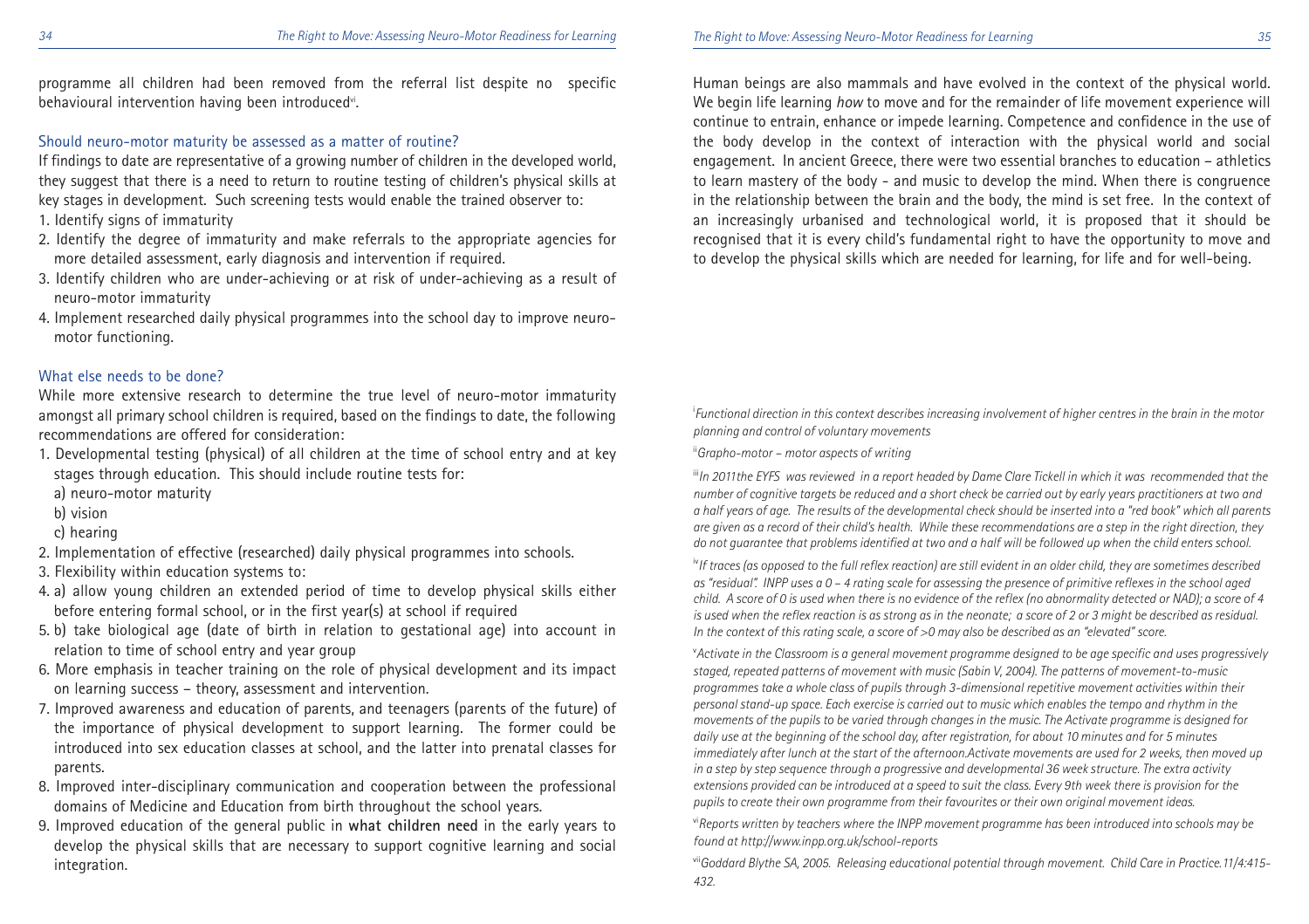programme all children had been removed from the referral list despite no specific behavioural intervention having been introduced[vi].

### Should neuro-motor maturity be assessed as a matter of routine?

If findings to date are representative of a growing number of children in the developed world, they suggest that there is a need to return to routine testing of children's physical skills at key stages in development. Such screening tests would enable the trained observer to:

1. Identify signs of immaturity
2. Identify the degree of immaturity and make referrals to the appropriate agencies for more detailed assessment, early diagnosis and intervention if required.
3. Identify children who are under-achieving or at risk of under-achieving as a result of neuro-motor immaturity
4. Implement researched daily physical programmes into the school day to improve neuro-motor functioning.

### What else needs to be done?

While more extensive research to determine the true level of neuro-motor immaturity amongst all primary school children is required, based on the findings to date, the following recommendations are offered for consideration:

1. Developmental testing (physical) of all children at the time of school entry and at key stages through education. This should include routine tests for:
   a) neuro-motor maturity
   b) vision
   c) hearing
2. Implementation of effective (researched) daily physical programmes into schools.
3. Flexibility within education systems to:
4. a) allow young children an extended period of time to develop physical skills either before entering formal school, or in the first year(s) at school if required
5. b) take biological age (date of birth in relation to gestational age) into account in relation to time of school entry and year group
6. More emphasis in teacher training on the role of physical development and its impact on learning success – theory, assessment and intervention.
7. Improved awareness and education of parents, and teenagers (parents of the future) of the importance of physical development to support learning. The former could be introduced into sex education classes at school, and the latter into prenatal classes for parents.
8. Improved inter-disciplinary communication and cooperation between the professional domains of Medicine and Education from birth throughout the school years.
9. Improved education of the general public in **what children need** in the early years to develop the physical skills that are necessary to support cognitive learning and social integration.

Human beings are also mammals and have evolved in the context of the physical world. We begin life learning *how* to move and for the remainder of life movement experience will continue to entrain, enhance or impede learning. Competence and confidence in the use of the body develop in the context of interaction with the physical world and social engagement. In ancient Greece, there were two essential branches to education – athletics to learn mastery of the body - and music to develop the mind. When there is congruence in the relationship between the brain and the body, the mind is set free. In the context of an increasingly urbanised and technological world, it is proposed that it should be recognised that it is every child's fundamental right to have the opportunity to move and to develop the physical skills which are needed for learning, for life and for well-being.

[i] *Functional direction in this context describes increasing involvement of higher centres in the brain in the motor planning and control of voluntary movements*

[ii] *Grapho-motor – motor aspects of writing*

[iii] *In 2011the EYFS was reviewed in a report headed by Dame Clare Tickell in which it was recommended that the number of cognitive targets be reduced and a short check be carried out by early years practitioners at two and a half years of age. The results of the developmental check should be inserted into a "red book" which all parents are given as a record of their child's health. While these recommendations are a step in the right direction, they do not guarantee that problems identified at two and a half will be followed up when the child enters school.*

[iv] *If traces (as opposed to the full reflex reaction) are still evident in an older child, they are sometimes described as "residual". INPP uses a 0 – 4 rating scale for assessing the presence of primitive reflexes in the school aged child. A score of 0 is used when there is no evidence of the reflex (no abnormality detected or NAD); a score of 4 is used when the reflex reaction is as strong as in the neonate; a score of 2 or 3 might be described as residual. In the context of this rating scale, a score of >0 may also be described as an "elevated" score.*

[v] *Activate in the Classroom is a general movement programme designed to be age specific and uses progressively staged, repeated patterns of movement with music (Sabin V, 2004). The patterns of movement-to-music programmes take a whole class of pupils through 3-dimensional repetitive movement activities within their personal stand-up space. Each exercise is carried out to music which enables the tempo and rhythm in the movements of the pupils to be varied through changes in the music. The Activate programme is designed for daily use at the beginning of the school day, after registration, for about 10 minutes and for 5 minutes immediately after lunch at the start of the afternoon.Activate movements are used for 2 weeks, then moved up in a step by step sequence through a progressive and developmental 36 week structure. The extra activity extensions provided can be introduced at a speed to suit the class. Every 9th week there is provision for the pupils to create their own programme from their favourites or their own original movement ideas.*

[vi] *Reports written by teachers where the INPP movement programme has been introduced into schools may be found at http://www.inpp.org.uk/school-reports*

[vii] *Goddard Blythe SA, 2005. Releasing educational potential through movement. Child Care in Practice.11/4:415-432.*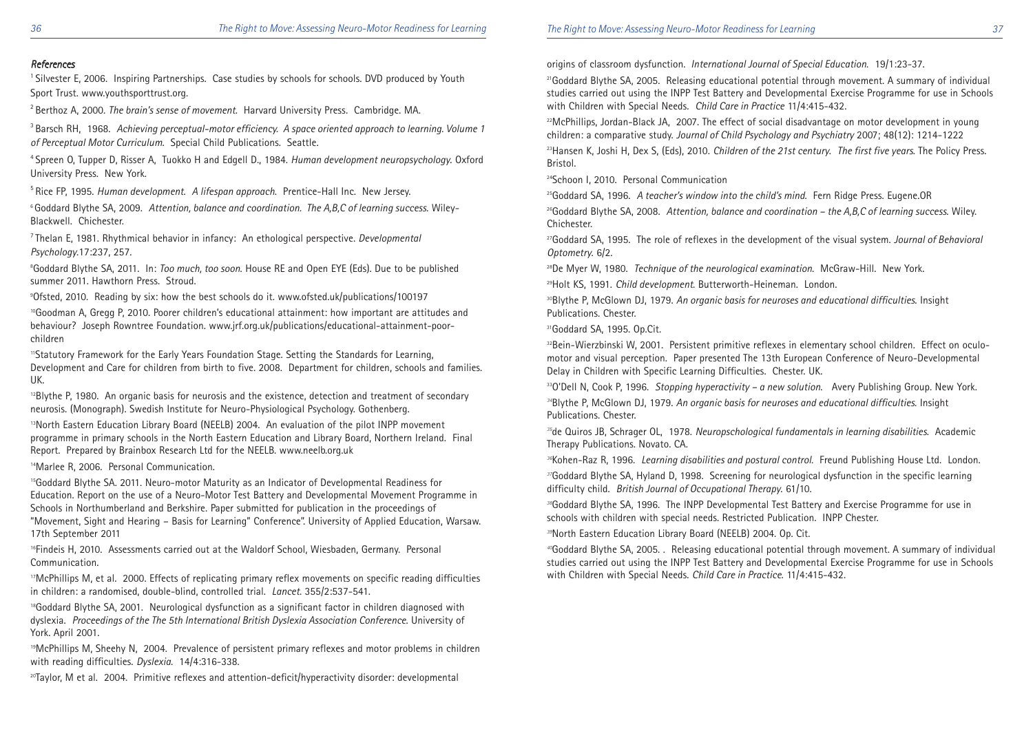### *References*

[1] Silvester E, 2006. Inspiring Partnerships. Case studies by schools for schools. DVD produced by Youth Sport Trust. www.youthsporttrust.org.

[2] Berthoz A, 2000. *The brain's sense of movement.* Harvard University Press. Cambridge. MA.

[3] Barsch RH, 1968. *Achieving perceptual-motor efficiency. A space oriented approach to learning. Volume 1 of Perceptual Motor Curriculum.* Special Child Publications. Seattle.

[4] Spreen O, Tupper D, Risser A, Tuokko H and Edgell D., 1984. *Human development neuropsychology.* Oxford University Press. New York.

[5] Rice FP, 1995. *Human development. A lifespan approach.* Prentice-Hall Inc. New Jersey.

[6] Goddard Blythe SA, 2009. *Attention, balance and coordination. The A,B,C of learning success.* Wiley-Blackwell. Chichester.

[7] Thelan E, 1981. Rhythmical behavior in infancy: An ethological perspective. *Developmental Psychology.*17:237, 257.

[8] Goddard Blythe SA, 2011. In: *Too much, too soon.* House RE and Open EYE (Eds). Due to be published summer 2011. Hawthorn Press. Stroud.

[9] Ofsted, 2010. Reading by six: how the best schools do it. www.ofsted.uk/publications/100197

[10] Goodman A, Gregg P, 2010. Poorer children's educational attainment: how important are attitudes and behaviour? Joseph Rowntree Foundation. www.jrf.org.uk/publications/educational-attainment-poor-children

[11] Statutory Framework for the Early Years Foundation Stage. Setting the Standards for Learning, Development and Care for children from birth to five. 2008. Department for children, schools and families. UK.

[12] Blythe P, 1980. An organic basis for neurosis and the existence, detection and treatment of secondary neurosis. (Monograph). Swedish Institute for Neuro-Physiological Psychology. Gothenberg.

[13] North Eastern Education Library Board (NEELB) 2004. An evaluation of the pilot INPP movement programme in primary schools in the North Eastern Education and Library Board, Northern Ireland. Final Report. Prepared by Brainbox Research Ltd for the NEELB. www.neelb.org.uk

[14] Marlee R, 2006. Personal Communication.

[15] Goddard Blythe SA. 2011. Neuro-motor Maturity as an Indicator of Developmental Readiness for Education. Report on the use of a Neuro-Motor Test Battery and Developmental Movement Programme in Schools in Northumberland and Berkshire. Paper submitted for publication in the proceedings of "Movement, Sight and Hearing – Basis for Learning" Conference". University of Applied Education, Warsaw. 17th September 2011

[16] Findeis H, 2010. Assessments carried out at the Waldorf School, Wiesbaden, Germany. Personal Communication.

[17] McPhillips M, et al. 2000. Effects of replicating primary reflex movements on specific reading difficulties in children: a randomised, double-blind, controlled trial. *Lancet.* 355/2:537-541.

[18] Goddard Blythe SA, 2001. Neurological dysfunction as a significant factor in children diagnosed with dyslexia. *Proceedings of the The 5th International British Dyslexia Association Conference.* University of York. April 2001.

[19] McPhillips M, Sheehy N, 2004. Prevalence of persistent primary reflexes and motor problems in children with reading difficulties. *Dyslexia.* 14/4:316-338.

[20] Taylor, M et al. 2004. Primitive reflexes and attention-deficit/hyperactivity disorder: developmental origins of classroom dysfunction. *International Journal of Special Education.* 19/1:23-37.

[21] Goddard Blythe SA, 2005. Releasing educational potential through movement. A summary of individual studies carried out using the INPP Test Battery and Developmental Exercise Programme for use in Schools with Children with Special Needs. *Child Care in Practice* 11/4:415-432.

[22] McPhillips, Jordan-Black JA, 2007. The effect of social disadvantage on motor development in young children: a comparative study. *Journal of Child Psychology and Psychiatry* 2007; 48(12): 1214-1222

[23] Hansen K, Joshi H, Dex S, (Eds), 2010. *Children of the 21st century. The first five years.* The Policy Press. Bristol.

[24] Schoon I, 2010. Personal Communication

[25] Goddard SA, 1996. *A teacher's window into the child's mind.* Fern Ridge Press. Eugene.OR

[26] Goddard Blythe SA, 2008. *Attention, balance and coordination – the A,B,C of learning success.* Wiley. Chichester.

[27] Goddard SA, 1995. The role of reflexes in the development of the visual system. *Journal of Behavioral Optometry.* 6/2.

[28] De Myer W, 1980. *Technique of the neurological examination.* McGraw-Hill. New York.

[29] Holt KS, 1991. *Child development.* Butterworth-Heineman. London.

[30] Blythe P, McGlown DJ, 1979. *An organic basis for neuroses and educational difficulties.* Insight Publications. Chester.

[31] Goddard SA, 1995. Op.Cit.

[32] Bein-Wierzbinski W, 2001. Persistent primitive reflexes in elementary school children. Effect on oculo-motor and visual perception. Paper presented The 13th European Conference of Neuro-Developmental Delay in Children with Specific Learning Difficulties. Chester. UK.

[33] O'Dell N, Cook P, 1996. *Stopping hyperactivity – a new solution.* Avery Publishing Group. New York.

[34] Blythe P, McGlown DJ, 1979. *An organic basis for neuroses and educational difficulties.* Insight Publications. Chester.

[35] de Quiros JB, Schrager OL, 1978. *Neuropschological fundamentals in learning disabilities.* Academic Therapy Publications. Novato. CA.

[36] Kohen-Raz R, 1996. *Learning disabilities and postural control.* Freund Publishing House Ltd. London.

[37] Goddard Blythe SA, Hyland D, 1998. Screening for neurological dysfunction in the specific learning difficulty child. *British Journal of Occupational Therapy.* 61/10.

[38] Goddard Blythe SA, 1996. The INPP Developmental Test Battery and Exercise Programme for use in schools with children with special needs. Restricted Publication. INPP Chester.

[39] North Eastern Education Library Board (NEELB) 2004. Op. Cit.

[40] Goddard Blythe SA, 2005. . Releasing educational potential through movement. A summary of individual studies carried out using the INPP Test Battery and Developmental Exercise Programme for use in Schools with Children with Special Needs. *Child Care in Practice.* 11/4:415-432.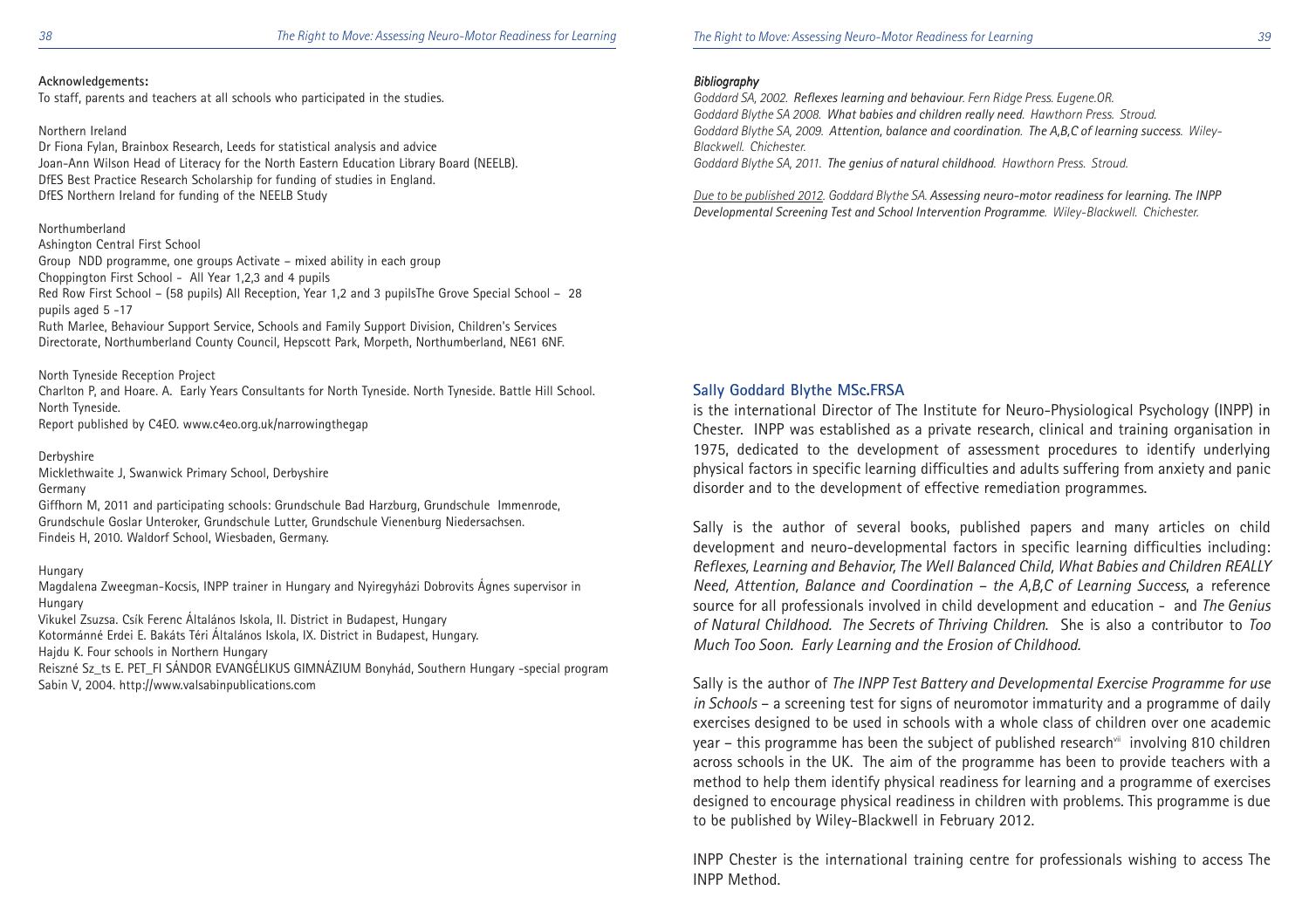**Acknowledgements:**

To staff, parents and teachers at all schools who participated in the studies.

Northern Ireland

Dr Fiona Fylan, Brainbox Research, Leeds for statistical analysis and advice
Joan-Ann Wilson Head of Literacy for the North Eastern Education Library Board (NEELB).
DfES Best Practice Research Scholarship for funding of studies in England.
DfES Northern Ireland for funding of the NEELB Study

Northumberland

Ashington Central First School
Group NDD programme, one groups Activate – mixed ability in each group
Choppington First School - All Year 1,2,3 and 4 pupils
Red Row First School – (58 pupils) All Reception, Year 1,2 and 3 pupilsThe Grove Special School – 28 pupils aged 5 -17
Ruth Marlee, Behaviour Support Service, Schools and Family Support Division, Children's Services Directorate, Northumberland County Council, Hepscott Park, Morpeth, Northumberland, NE61 6NF.

North Tyneside Reception Project

Charlton P, and Hoare. A. Early Years Consultants for North Tyneside. North Tyneside. Battle Hill School. North Tyneside.
Report published by C4EO. www.c4eo.org.uk/narrowingthegap

Derbyshire

Micklethwaite J, Swanwick Primary School, Derbyshire

Germany

Giffhorn M, 2011 and participating schools: Grundschule Bad Harzburg, Grundschule Immenrode, Grundschule Goslar Unteroker, Grundschule Lutter, Grundschule Vienenburg Niedersachsen.
Findeis H, 2010. Waldorf School, Wiesbaden, Germany.

Hungary

Magdalena Zweegman-Kocsis, INPP trainer in Hungary and Nyiregyházi Dobrovits Ágnes supervisor in Hungary
Vikukel Zsuzsa. Csík Ferenc Általános Iskola, II. District in Budapest, Hungary
Kotormánné Erdei E. Bakáts Téri Általános Iskola, IX. District in Budapest, Hungary.
Hajdu K. Four schools in Northern Hungary
Reiszné Sz_ts E. PET_FI SÁNDOR EVANGÉLIKUS GIMNÁZIUM Bonyhád, Southern Hungary -special program
Sabin V, 2004. http://www.valsabinpublications.com

***Bibliography***

*Goddard SA, 2002.* ***Reflexes learning and behaviour****. Fern Ridge Press. Eugene.OR.*
*Goddard Blythe SA 2008.* ***What babies and children really need****. Hawthorn Press. Stroud.*
*Goddard Blythe SA, 2009.* ***Attention, balance and coordination. The A,B,C of learning success****. Wiley-Blackwell. Chichester.*
*Goddard Blythe SA, 2011.* ***The genius of natural childhood****. Hawthorn Press. Stroud.*

*Due to be published 2012. Goddard Blythe SA.* ***Assessing neuro-motor readiness for learning. The INPP Developmental Screening Test and School Intervention Programme****. Wiley-Blackwell. Chichester.*

## Sally Goddard Blythe MSc.FRSA

is the international Director of The Institute for Neuro-Physiological Psychology (INPP) in Chester. INPP was established as a private research, clinical and training organisation in 1975, dedicated to the development of assessment procedures to identify underlying physical factors in specific learning difficulties and adults suffering from anxiety and panic disorder and to the development of effective remediation programmes.

Sally is the author of several books, published papers and many articles on child development and neuro-developmental factors in specific learning difficulties including: *Reflexes, Learning and Behavior, The Well Balanced Child, What Babies and Children REALLY Need, Attention, Balance and Coordination – the A,B,C of Learning Success*, a reference source for all professionals involved in child development and education - and *The Genius of Natural Childhood. The Secrets of Thriving Children.* She is also a contributor to *Too Much Too Soon. Early Learning and the Erosion of Childhood.*

Sally is the author of *The INPP Test Battery and Developmental Exercise Programme for use in Schools* – a screening test for signs of neuromotor immaturity and a programme of daily exercises designed to be used in schools with a whole class of children over one academic year – this programme has been the subject of published research[vii] involving 810 children across schools in the UK. The aim of the programme has been to provide teachers with a method to help them identify physical readiness for learning and a programme of exercises designed to encourage physical readiness in children with problems. This programme is due to be published by Wiley-Blackwell in February 2012.

INPP Chester is the international training centre for professionals wishing to access The INPP Method.